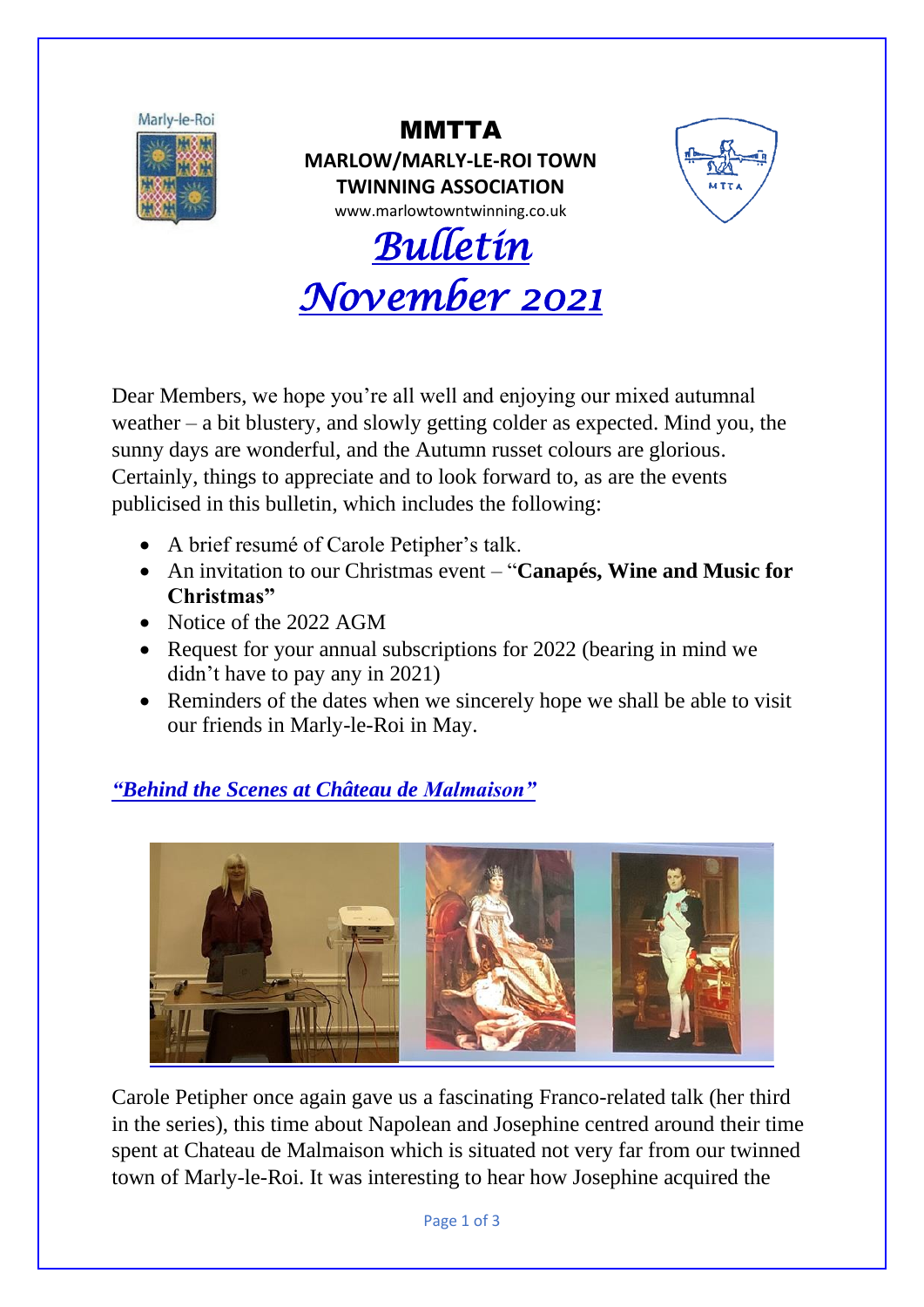Marly-le-Roi

# MMTTA

**MARLOW/MARLY-LE-ROI TOWN TWINNING ASSOCIATION**

www.marlowtowntwinning.co.uk

# *Bulletin November 2021*

Dear Members, we hope you're all well and enjoying our mixed autumnal weather – a bit blustery, and slowly getting colder as expected. Mind you, the sunny days are wonderful, and the Autumn russet colours are glorious. Certainly, things to appreciate and to look forward to, as are the events publicised in this bulletin, which includes the following:

- A brief resumé of Carole Petipher's talk.
- An invitation to our Christmas event – "**Canapés, Wine and Music for Christmas"**
- Notice of the 2022 AGM
- Request for your annual subscriptions for 2022 (bearing in mind we didn't have to pay any in 2021)
- Reminders of the dates when we sincerely hope we shall be able to visit our friends in Marly-le-Roi in May.

## *"Behind the Scenes at Château de Malmaison"*

Carole Petipher once again gave us a fascinating Franco-related talk (her third in the series), this time about Napolean and Josephine centred around their time spent at Chateau de Malmaison which is situated not very far from our twinned town of Marly-le-Roi. It was interesting to hear how Josephine acquired the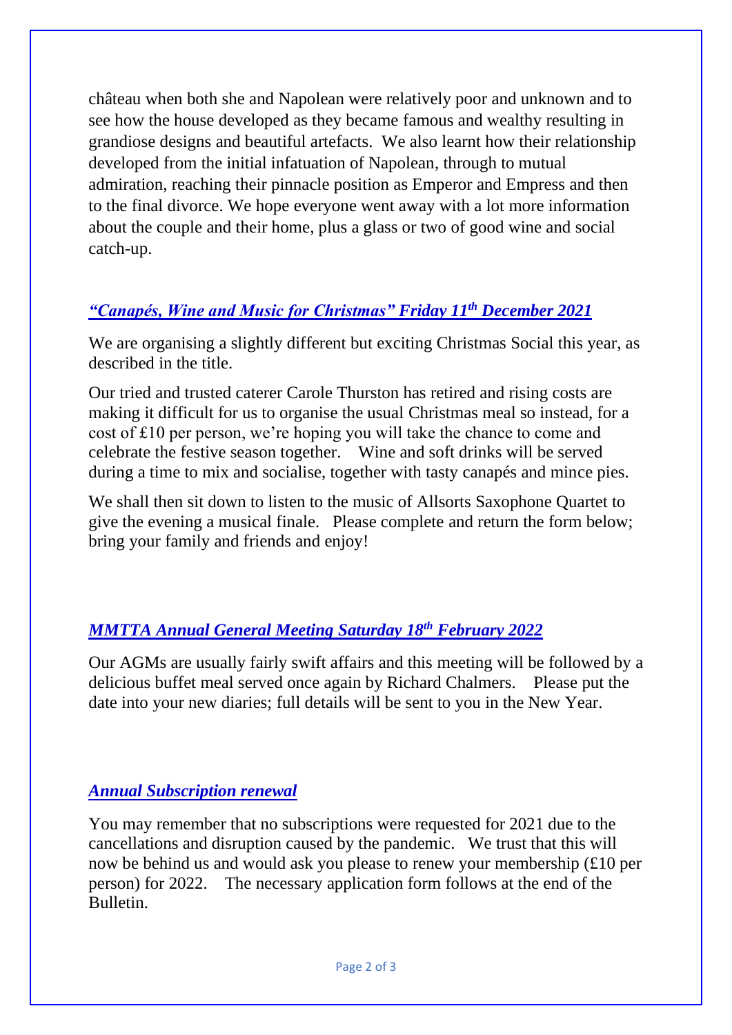château when both she and Napolean were relatively poor and unknown and to see how the house developed as they became famous and wealthy resulting in grandiose designs and beautiful artefacts. We also learnt how their relationship developed from the initial infatuation of Napolean, through to mutual admiration, reaching their pinnacle position as Emperor and Empress and then to the final divorce. We hope everyone went away with a lot more information about the couple and their home, plus a glass or two of good wine and social catch-up.

### *"Canapés, Wine and Music for Christmas" Friday 11th December 2021*

We are organising a slightly different but exciting Christmas Social this year, as described in the title.

Our tried and trusted caterer Carole Thurston has retired and rising costs are making it difficult for us to organise the usual Christmas meal so instead, for a cost of £10 per person, we're hoping you will take the chance to come and celebrate the festive season together. Wine and soft drinks will be served during a time to mix and socialise, together with tasty canapés and mince pies.

We shall then sit down to listen to the music of Allsorts Saxophone Quartet to give the evening a musical finale. Please complete and return the form below; bring your family and friends and enjoy!

### *MMTTA Annual General Meeting Saturday 18th February 2022*

Our AGMs are usually fairly swift affairs and this meeting will be followed by a delicious buffet meal served once again by Richard Chalmers. Please put the date into your new diaries; full details will be sent to you in the New Year.

### *Annual Subscription renewal*

You may remember that no subscriptions were requested for 2021 due to the cancellations and disruption caused by the pandemic. We trust that this will now be behind us and would ask you please to renew your membership (£10 per person) for 2022. The necessary application form follows at the end of the Bulletin.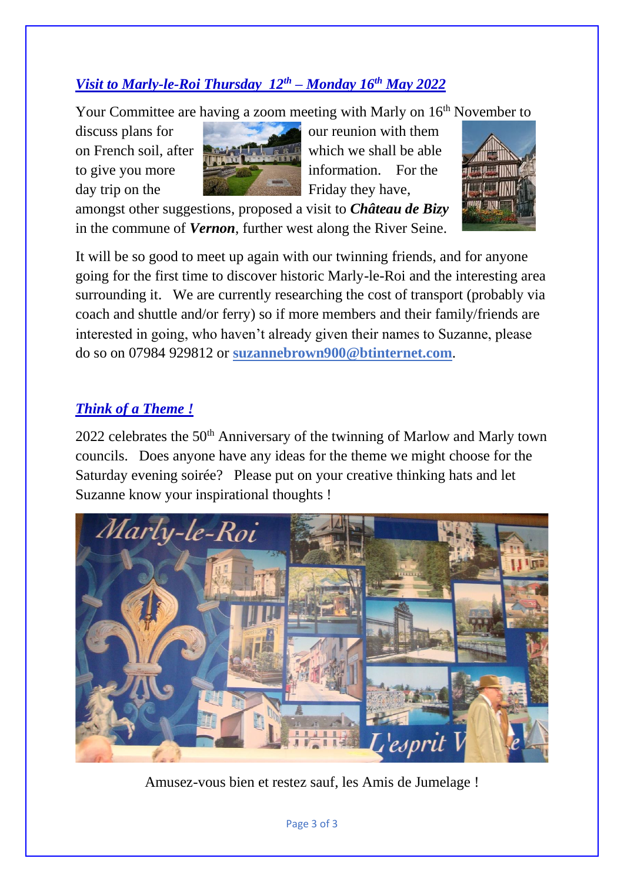## *Visit to Marly-le-Roi Thursday 12th – Monday 16th May 2022*

Your Committee are having a zoom meeting with Marly on 16th November to discuss plans for our reunion with them on French soil, after which we shall be able to give you more information. For the day trip on the Friday they have, amongst other suggestions, proposed a visit to ***Château de Bizy*** in the commune of ***Vernon***, further west along the River Seine.

It will be so good to meet up again with our twinning friends, and for anyone going for the first time to discover historic Marly-le-Roi and the interesting area surrounding it. We are currently researching the cost of transport (probably via coach and shuttle and/or ferry) so if more members and their family/friends are interested in going, who haven't already given their names to Suzanne, please do so on 07984 929812 or **suzannebrown900@btinternet.com**.

## *Think of a Theme !*

2022 celebrates the 50th Anniversary of the twinning of Marlow and Marly town councils. Does anyone have any ideas for the theme we might choose for the Saturday evening soirée? Please put on your creative thinking hats and let Suzanne know your inspirational thoughts !

Amusez-vous bien et restez sauf, les Amis de Jumelage !